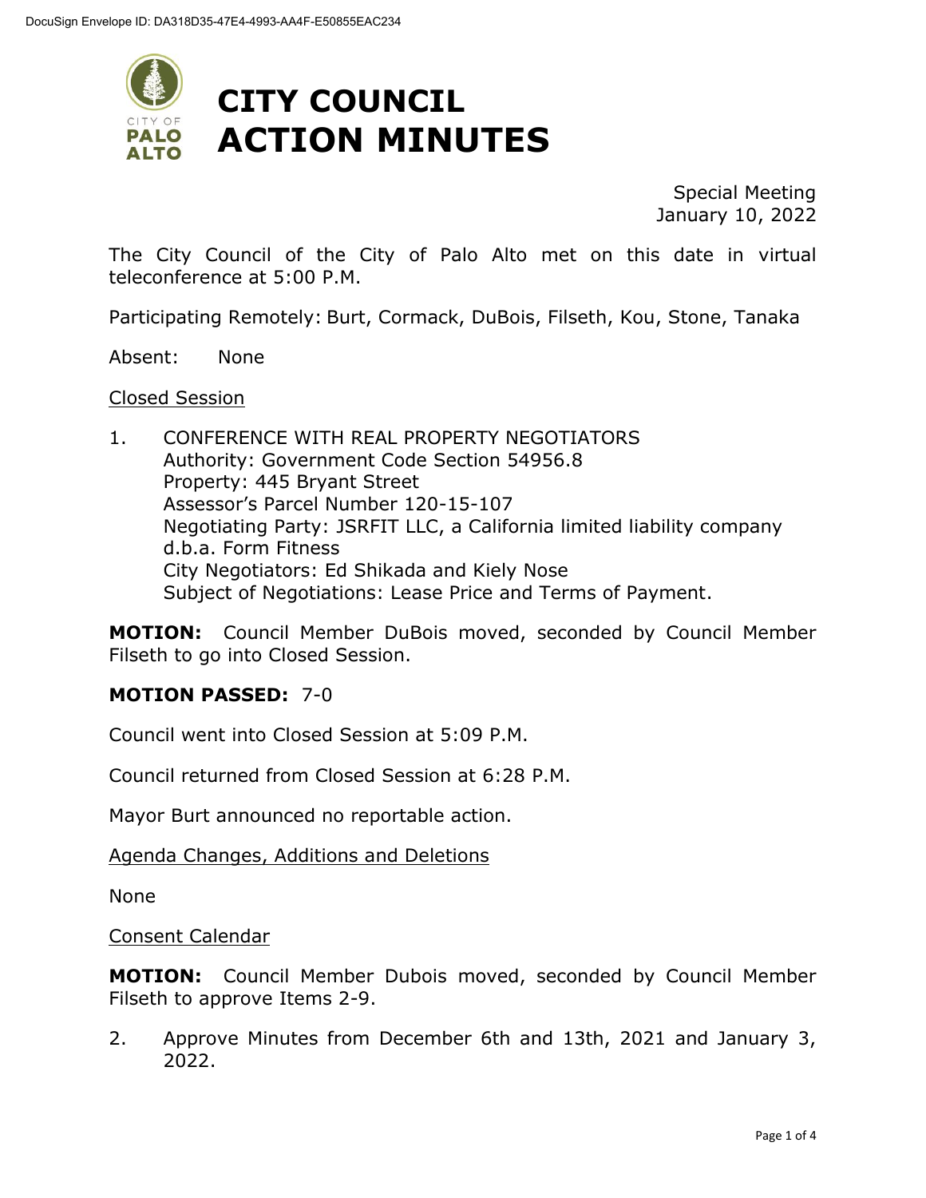DocuSign Envelope ID: DA318D35-47E4-4993-AA4F-E50855EAC234

# CITY COUNCIL ACTION MINUTES

Special Meeting
January 10, 2022

The City Council of the City of Palo Alto met on this date in virtual teleconference at 5:00 P.M.

Participating Remotely: Burt, Cormack, DuBois, Filseth, Kou, Stone, Tanaka

Absent: None

Closed Session

1. CONFERENCE WITH REAL PROPERTY NEGOTIATORS
   Authority: Government Code Section 54956.8
   Property: 445 Bryant Street
   Assessor's Parcel Number 120-15-107
   Negotiating Party: JSRFIT LLC, a California limited liability company d.b.a. Form Fitness
   City Negotiators: Ed Shikada and Kiely Nose
   Subject of Negotiations: Lease Price and Terms of Payment.

**MOTION:** Council Member DuBois moved, seconded by Council Member Filseth to go into Closed Session.

**MOTION PASSED:** 7-0

Council went into Closed Session at 5:09 P.M.

Council returned from Closed Session at 6:28 P.M.

Mayor Burt announced no reportable action.

Agenda Changes, Additions and Deletions

None

Consent Calendar

**MOTION:** Council Member Dubois moved, seconded by Council Member Filseth to approve Items 2-9.

2. Approve Minutes from December 6th and 13th, 2021 and January 3, 2022.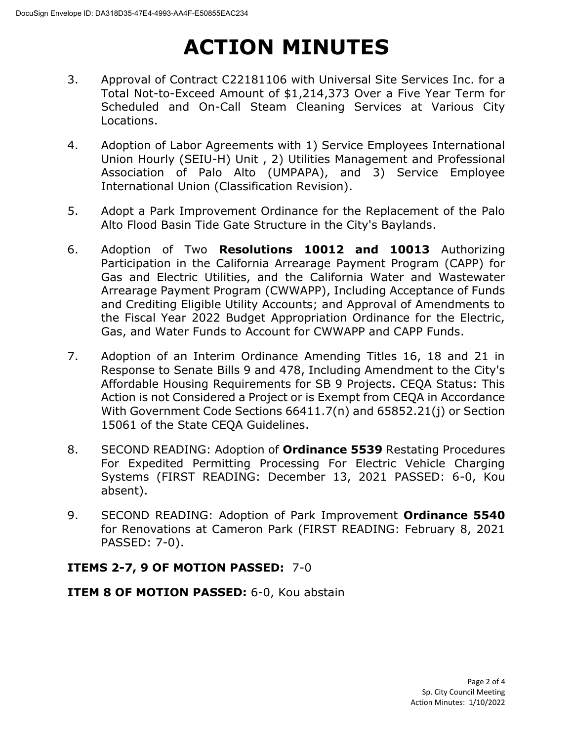# ACTION MINUTES

3. Approval of Contract C22181106 with Universal Site Services Inc. for a Total Not-to-Exceed Amount of $1,214,373 Over a Five Year Term for Scheduled and On-Call Steam Cleaning Services at Various City Locations.

4. Adoption of Labor Agreements with 1) Service Employees International Union Hourly (SEIU-H) Unit , 2) Utilities Management and Professional Association of Palo Alto (UMPAPA), and 3) Service Employee International Union (Classification Revision).

5. Adopt a Park Improvement Ordinance for the Replacement of the Palo Alto Flood Basin Tide Gate Structure in the City's Baylands.

6. Adoption of Two **Resolutions 10012 and 10013** Authorizing Participation in the California Arrearage Payment Program (CAPP) for Gas and Electric Utilities, and the California Water and Wastewater Arrearage Payment Program (CWWAPP), Including Acceptance of Funds and Crediting Eligible Utility Accounts; and Approval of Amendments to the Fiscal Year 2022 Budget Appropriation Ordinance for the Electric, Gas, and Water Funds to Account for CWWAPP and CAPP Funds.

7. Adoption of an Interim Ordinance Amending Titles 16, 18 and 21 in Response to Senate Bills 9 and 478, Including Amendment to the City's Affordable Housing Requirements for SB 9 Projects. CEQA Status: This Action is not Considered a Project or is Exempt from CEQA in Accordance With Government Code Sections 66411.7(n) and 65852.21(j) or Section 15061 of the State CEQA Guidelines.

8. SECOND READING: Adoption of **Ordinance 5539** Restating Procedures For Expedited Permitting Processing For Electric Vehicle Charging Systems (FIRST READING: December 13, 2021 PASSED: 6-0, Kou absent).

9. SECOND READING: Adoption of Park Improvement **Ordinance 5540** for Renovations at Cameron Park (FIRST READING: February 8, 2021 PASSED: 7-0).

**ITEMS 2-7, 9 OF MOTION PASSED:** 7-0

**ITEM 8 OF MOTION PASSED:** 6-0, Kou abstain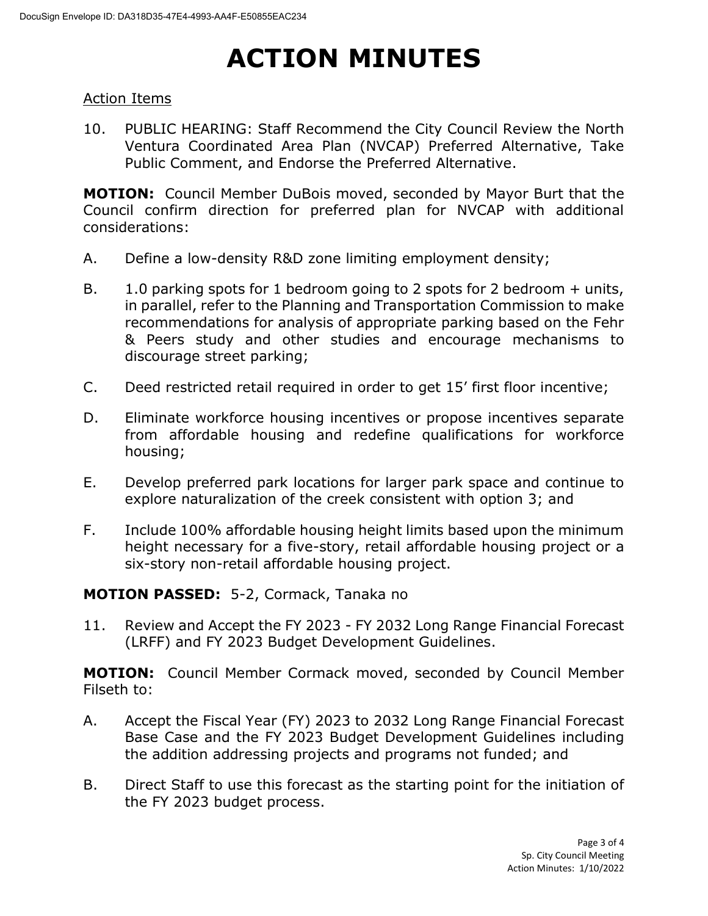# ACTION MINUTES

Action Items

10. PUBLIC HEARING: Staff Recommend the City Council Review the North Ventura Coordinated Area Plan (NVCAP) Preferred Alternative, Take Public Comment, and Endorse the Preferred Alternative.

**MOTION:** Council Member DuBois moved, seconded by Mayor Burt that the Council confirm direction for preferred plan for NVCAP with additional considerations:

A. Define a low-density R&D zone limiting employment density;

B. 1.0 parking spots for 1 bedroom going to 2 spots for 2 bedroom + units, in parallel, refer to the Planning and Transportation Commission to make recommendations for analysis of appropriate parking based on the Fehr & Peers study and other studies and encourage mechanisms to discourage street parking;

C. Deed restricted retail required in order to get 15' first floor incentive;

D. Eliminate workforce housing incentives or propose incentives separate from affordable housing and redefine qualifications for workforce housing;

E. Develop preferred park locations for larger park space and continue to explore naturalization of the creek consistent with option 3; and

F. Include 100% affordable housing height limits based upon the minimum height necessary for a five-story, retail affordable housing project or a six-story non-retail affordable housing project.

**MOTION PASSED:** 5-2, Cormack, Tanaka no

11. Review and Accept the FY 2023 - FY 2032 Long Range Financial Forecast (LRFF) and FY 2023 Budget Development Guidelines.

**MOTION:** Council Member Cormack moved, seconded by Council Member Filseth to:

A. Accept the Fiscal Year (FY) 2023 to 2032 Long Range Financial Forecast Base Case and the FY 2023 Budget Development Guidelines including the addition addressing projects and programs not funded; and

B. Direct Staff to use this forecast as the starting point for the initiation of the FY 2023 budget process.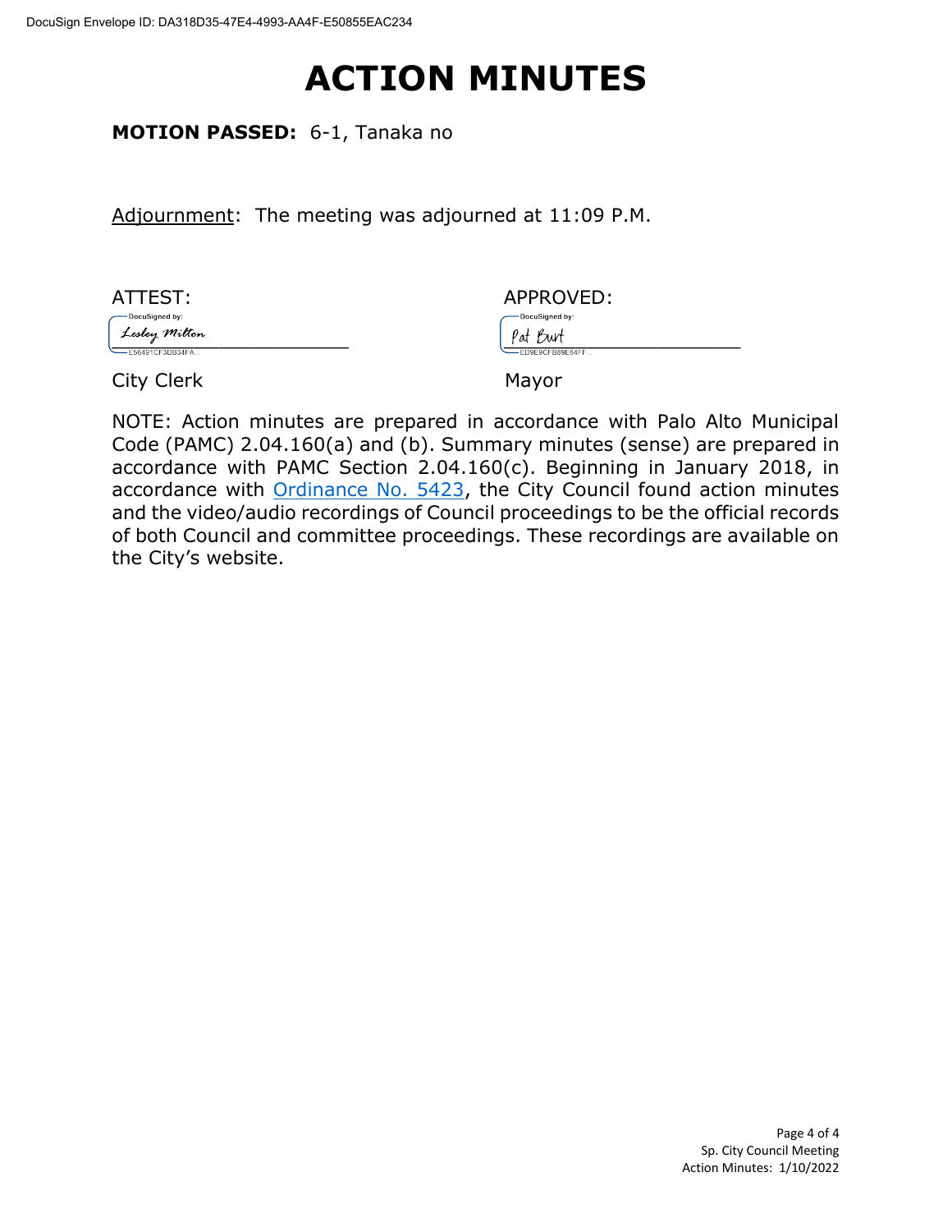DocuSign Envelope ID: DA318D35-47E4-4993-AA4F-E50855EAC234

# ACTION MINUTES

**MOTION PASSED:** 6-1, Tanaka no

Adjournment: The meeting was adjourned at 11:09 P.M.

| ATTEST: | APPROVED: |
| --- | --- |
| DocuSigned by: Lesley Milton (E56491CF3DB34FA...) | DocuSigned by: Pat Burt (ED9E9CFB89E64FF...) |
| City Clerk | Mayor |

NOTE: Action minutes are prepared in accordance with Palo Alto Municipal Code (PAMC) 2.04.160(a) and (b). Summary minutes (sense) are prepared in accordance with PAMC Section 2.04.160(c). Beginning in January 2018, in accordance with Ordinance No. 5423, the City Council found action minutes and the video/audio recordings of Council proceedings to be the official records of both Council and committee proceedings. These recordings are available on the City's website.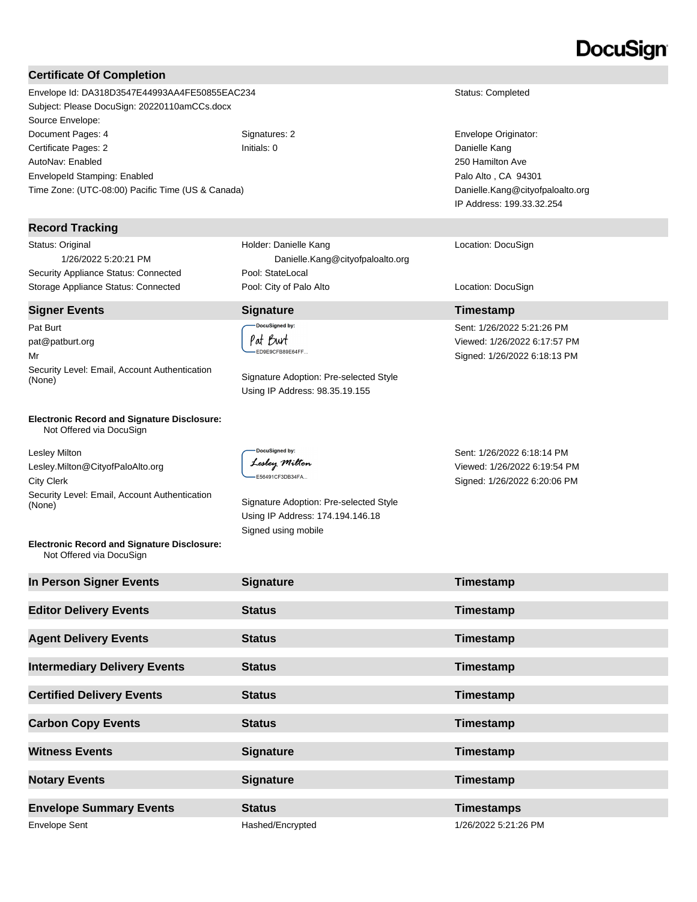DocuSign

## Certificate Of Completion

| | | |
|---|---|---|
| Envelope Id: DA318D3547E44993AA4FE50855EAC234 | | Status: Completed |
| Subject: Please DocuSign: 20220110amCCs.docx | | |
| Source Envelope: | | |
| Document Pages: 4 | Signatures: 2 | Envelope Originator: |
| Certificate Pages: 2 | Initials: 0 | Danielle Kang |
| AutoNav: Enabled | | 250 Hamilton Ave |
| EnvelopeId Stamping: Enabled | | Palo Alto , CA 94301 |
| Time Zone: (UTC-08:00) Pacific Time (US & Canada) | | Danielle.Kang@cityofpaloalto.org |
| | | IP Address: 199.33.32.254 |

## Record Tracking

| | | |
|---|---|---|
| Status: Original<br>1/26/2022 5:20:21 PM | Holder: Danielle Kang<br>Danielle.Kang@cityofpaloalto.org | Location: DocuSign |
| Security Appliance Status: Connected | Pool: StateLocal | |
| Storage Appliance Status: Connected | Pool: City of Palo Alto | Location: DocuSign |

## Signer Events

| Signer Events | Signature | Timestamp |
|---|---|---|
| Pat Burt<br>pat@patburt.org<br>Mr<br>Security Level: Email, Account Authentication (None) | DocuSigned by:<br>Pat Burt<br>ED9E9CFB89E64FF...<br><br>Signature Adoption: Pre-selected Style<br>Using IP Address: 98.35.19.155 | Sent: 1/26/2022 5:21:26 PM<br>Viewed: 1/26/2022 6:17:57 PM<br>Signed: 1/26/2022 6:18:13 PM |

**Electronic Record and Signature Disclosure:**
Not Offered via DocuSign

| Signer Events | Signature | Timestamp |
|---|---|---|
| Lesley Milton<br>Lesley.Milton@CityofPaloAlto.org<br>City Clerk<br>Security Level: Email, Account Authentication (None) | DocuSigned by:<br>Lesley Milton<br>E56491CF3DB34FA...<br><br>Signature Adoption: Pre-selected Style<br>Using IP Address: 174.194.146.18<br>Signed using mobile | Sent: 1/26/2022 6:18:14 PM<br>Viewed: 1/26/2022 6:19:54 PM<br>Signed: 1/26/2022 6:20:06 PM |

**Electronic Record and Signature Disclosure:**
Not Offered via DocuSign

| In Person Signer Events | Signature | Timestamp |
|---|---|---|

| Editor Delivery Events | Status | Timestamp |
|---|---|---|

| Agent Delivery Events | Status | Timestamp |
|---|---|---|

| Intermediary Delivery Events | Status | Timestamp |
|---|---|---|

| Certified Delivery Events | Status | Timestamp |
|---|---|---|

| Carbon Copy Events | Status | Timestamp |
|---|---|---|

| Witness Events | Signature | Timestamp |
|---|---|---|

| Notary Events | Signature | Timestamp |
|---|---|---|

| Envelope Summary Events | Status | Timestamps |
|---|---|---|
| Envelope Sent | Hashed/Encrypted | 1/26/2022 5:21:26 PM |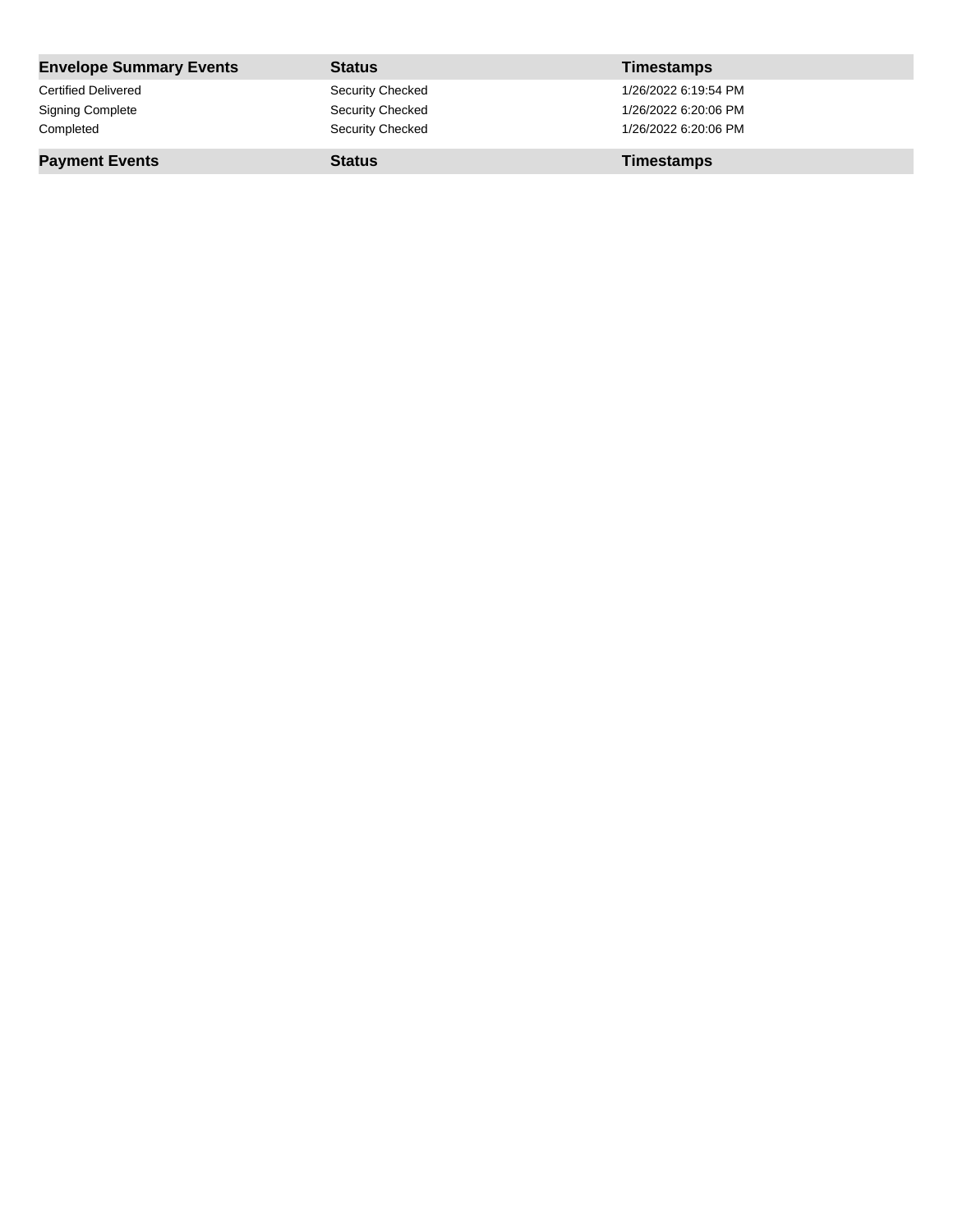| Envelope Summary Events | Status | Timestamps |
| --- | --- | --- |
| Certified Delivered | Security Checked | 1/26/2022 6:19:54 PM |
| Signing Complete | Security Checked | 1/26/2022 6:20:06 PM |
| Completed | Security Checked | 1/26/2022 6:20:06 PM |

| Payment Events | Status | Timestamps |
| --- | --- | --- |